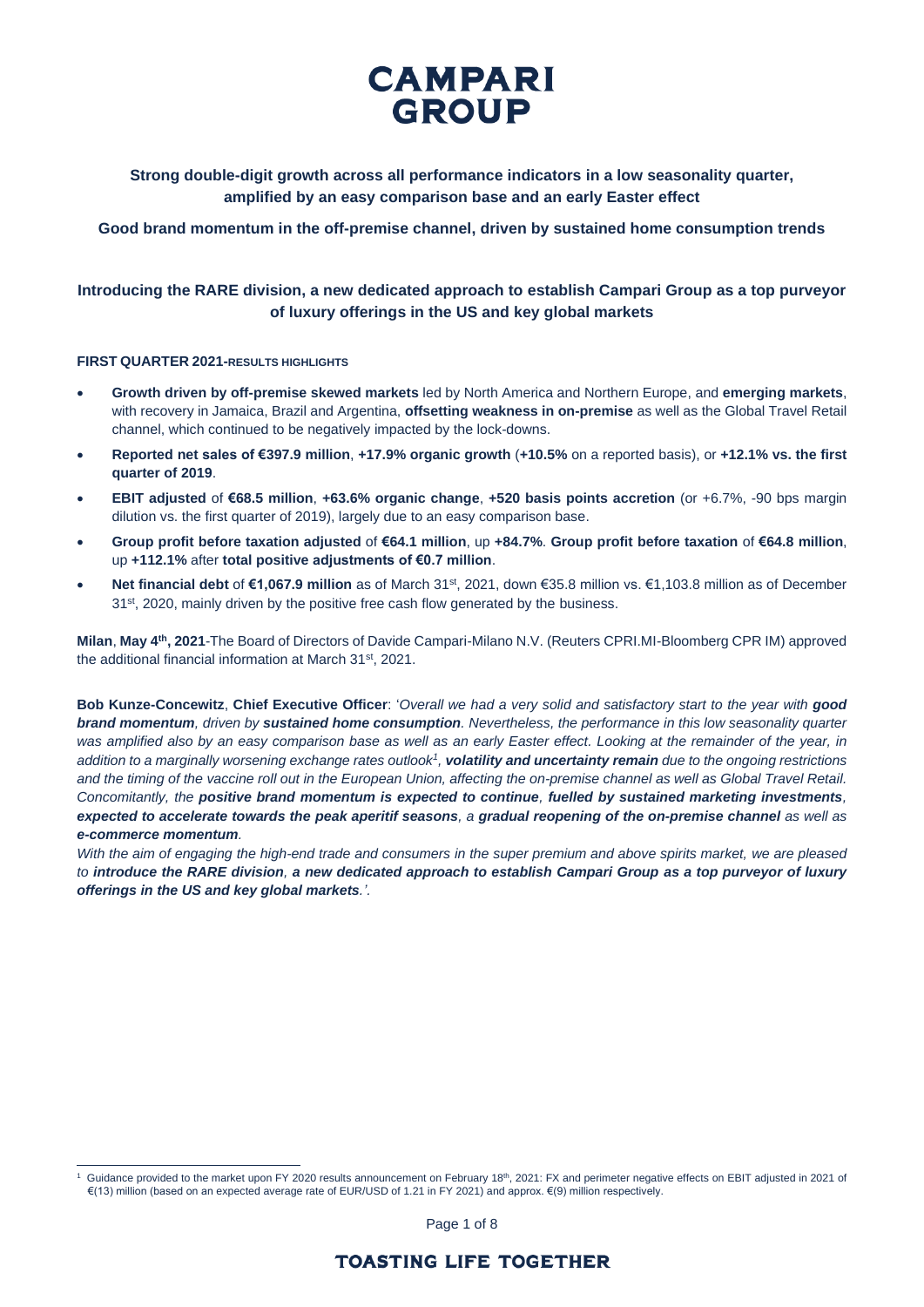# CAMPARI GROUP

**Strong double-digit growth across all performance indicators in a low seasonality quarter, amplified by an easy comparison base and an early Easter effect**

**Good brand momentum in the off-premise channel, driven by sustained home consumption trends**

**Introducing the RARE division, a new dedicated approach to establish Campari Group as a top purveyor of luxury offerings in the US and key global markets**

**FIRST QUARTER 2021-RESULTS HIGHLIGHTS**

- **Growth driven by off-premise skewed markets** led by North America and Northern Europe, and **emerging markets**, with recovery in Jamaica, Brazil and Argentina, **offsetting weakness in on-premise** as well as the Global Travel Retail channel, which continued to be negatively impacted by the lock-downs.
- **Reported net sales of €397.9 million**, **+17.9% organic growth** (**+10.5%** on a reported basis), or **+12.1% vs. the first quarter of 2019**.
- **EBIT adjusted** of **€68.5 million**, **+63.6% organic change**, **+520 basis points accretion** (or +6.7%, -90 bps margin dilution vs. the first quarter of 2019), largely due to an easy comparison base.
- **Group profit before taxation adjusted** of **€64.1 million**, up **+84.7%**. **Group profit before taxation** of **€64.8 million**, up **+112.1%** after **total positive adjustments of €0.7 million**.
- **Net financial debt** of **€1,067.9 million** as of March 31st, 2021, down €35.8 million vs. €1,103.8 million as of December 31st, 2020, mainly driven by the positive free cash flow generated by the business.

**Milan**, **May 4th, 2021**-The Board of Directors of Davide Campari-Milano N.V. (Reuters CPRI.MI-Bloomberg CPR IM) approved the additional financial information at March 31st, 2021.

**Bob Kunze-Concewitz**, **Chief Executive Officer**: '*Overall we had a very solid and satisfactory start to the year with **good brand momentum**, driven by **sustained home consumption**. Nevertheless, the performance in this low seasonality quarter was amplified also by an easy comparison base as well as an early Easter effect. Looking at the remainder of the year, in addition to a marginally worsening exchange rates outlook*[1]*, **volatility and uncertainty remain** due to the ongoing restrictions and the timing of the vaccine roll out in the European Union, affecting the on-premise channel as well as Global Travel Retail. Concomitantly, the **positive brand momentum is expected to continue**, **fuelled by sustained marketing investments**, **expected to accelerate towards the peak aperitif seasons**, a **gradual reopening of the on-premise channel** as well as **e-commerce momentum**.*

*With the aim of engaging the high-end trade and consumers in the super premium and above spirits market, we are pleased to **introduce the RARE division, a new dedicated approach to establish Campari Group as a top purveyor of luxury offerings in the US and key global markets**.'*.

[1] Guidance provided to the market upon FY 2020 results announcement on February 18th, 2021: FX and perimeter negative effects on EBIT adjusted in 2021 of €(13) million (based on an expected average rate of EUR/USD of 1.21 in FY 2021) and approx. €(9) million respectively.

**TOASTING LIFE TOGETHER**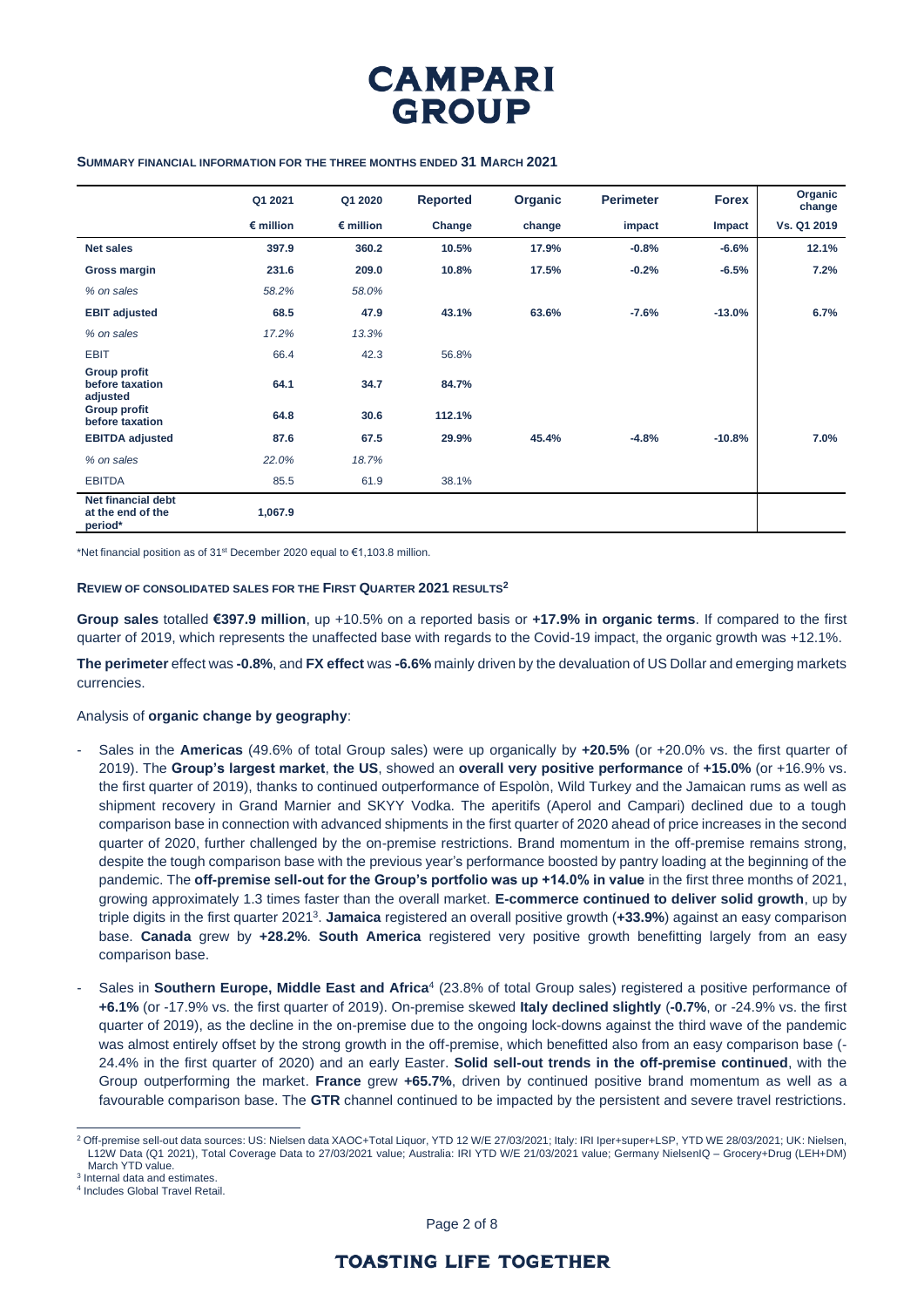**SUMMARY FINANCIAL INFORMATION FOR THE THREE MONTHS ENDED 31 MARCH 2021**

| | Q1 2021 | Q1 2020 | Reported | Organic | Perimeter | Forex | Organic change |
|---|---|---|---|---|---|---|---|
| | € million | € million | Change | change | impact | Impact | Vs. Q1 2019 |
| **Net sales** | 397.9 | 360.2 | 10.5% | 17.9% | -0.8% | -6.6% | 12.1% |
| **Gross margin** | 231.6 | 209.0 | 10.8% | 17.5% | -0.2% | -6.5% | 7.2% |
| *% on sales* | *58.2%* | *58.0%* | | | | | |
| **EBIT adjusted** | 68.5 | 47.9 | 43.1% | 63.6% | -7.6% | -13.0% | 6.7% |
| *% on sales* | *17.2%* | *13.3%* | | | | | |
| EBIT | 66.4 | 42.3 | 56.8% | | | | |
| **Group profit before taxation adjusted** | 64.1 | 34.7 | 84.7% | | | | |
| **Group profit before taxation** | 64.8 | 30.6 | 112.1% | | | | |
| **EBITDA adjusted** | 87.6 | 67.5 | 29.9% | 45.4% | -4.8% | -10.8% | 7.0% |
| *% on sales* | *22.0%* | *18.7%* | | | | | |
| EBITDA | 85.5 | 61.9 | 38.1% | | | | |
| **Net financial debt at the end of the period*** | 1,067.9 | | | | | | |

*Net financial position as of 31st December 2020 equal to €1,103.8 million.

**REVIEW OF CONSOLIDATED SALES FOR THE FIRST QUARTER 2021 RESULTS**[2]

**Group sales** totalled **€397.9 million**, up +10.5% on a reported basis or **+17.9% in organic terms**. If compared to the first quarter of 2019, which represents the unaffected base with regards to the Covid-19 impact, the organic growth was +12.1%.

**The perimeter** effect was **-0.8%**, and **FX effect** was **-6.6%** mainly driven by the devaluation of US Dollar and emerging markets currencies.

Analysis of **organic change by geography**:

- Sales in the **Americas** (49.6% of total Group sales) were up organically by **+20.5%** (or +20.0% vs. the first quarter of 2019). The **Group's largest market**, **the US**, showed an **overall very positive performance** of **+15.0%** (or +16.9% vs. the first quarter of 2019), thanks to continued outperformance of Espolòn, Wild Turkey and the Jamaican rums as well as shipment recovery in Grand Marnier and SKYY Vodka. The aperitifs (Aperol and Campari) declined due to a tough comparison base in connection with advanced shipments in the first quarter of 2020 ahead of price increases in the second quarter of 2020, further challenged by the on-premise restrictions. Brand momentum in the off-premise remains strong, despite the tough comparison base with the previous year's performance boosted by pantry loading at the beginning of the pandemic. The **off-premise sell-out for the Group's portfolio was up +14.0% in value** in the first three months of 2021, growing approximately 1.3 times faster than the overall market. **E-commerce continued to deliver solid growth**, up by triple digits in the first quarter 2021[3]. **Jamaica** registered an overall positive growth (**+33.9%**) against an easy comparison base. **Canada** grew by **+28.2%**. **South America** registered very positive growth benefitting largely from an easy comparison base.
- Sales in **Southern Europe, Middle East and Africa**[4] (23.8% of total Group sales) registered a positive performance of **+6.1%** (or -17.9% vs. the first quarter of 2019). On-premise skewed **Italy declined slightly** (**-0.7%**, or -24.9% vs. the first quarter of 2019), as the decline in the on-premise due to the ongoing lock-downs against the third wave of the pandemic was almost entirely offset by the strong growth in the off-premise, which benefitted also from an easy comparison base (-24.4% in the first quarter of 2020) and an early Easter. **Solid sell-out trends in the off-premise continued**, with the Group outperforming the market. **France** grew **+65.7%**, driven by continued positive brand momentum as well as a favourable comparison base. The **GTR** channel continued to be impacted by the persistent and severe travel restrictions.

[2] Off-premise sell-out data sources: US: Nielsen data XAOC+Total Liquor, YTD 12 W/E 27/03/2021; Italy: IRI Iper+super+LSP, YTD WE 28/03/2021; UK: Nielsen, L12W Data (Q1 2021), Total Coverage Data to 27/03/2021 value; Australia: IRI YTD W/E 21/03/2021 value; Germany NielsenIQ – Grocery+Drug (LEH+DM) March YTD value.

[3] Internal data and estimates.

[4] Includes Global Travel Retail.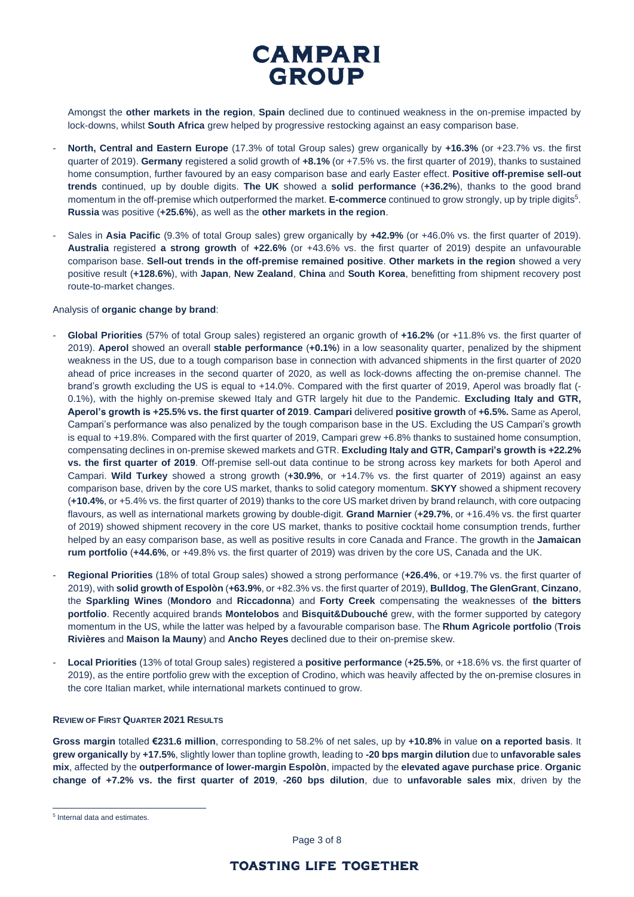Amongst the **other markets in the region**, **Spain** declined due to continued weakness in the on-premise impacted by lock-downs, whilst **South Africa** grew helped by progressive restocking against an easy comparison base.

- **North, Central and Eastern Europe** (17.3% of total Group sales) grew organically by **+16.3%** (or +23.7% vs. the first quarter of 2019). **Germany** registered a solid growth of **+8.1%** (or +7.5% vs. the first quarter of 2019), thanks to sustained home consumption, further favoured by an easy comparison base and early Easter effect. **Positive off-premise sell-out trends** continued, up by double digits. **The UK** showed a **solid performance** (**+36.2%**), thanks to the good brand momentum in the off-premise which outperformed the market. **E-commerce** continued to grow strongly, up by triple digits[5]. **Russia** was positive (**+25.6%**), as well as the **other markets in the region**.
- Sales in **Asia Pacific** (9.3% of total Group sales) grew organically by **+42.9%** (or +46.0% vs. the first quarter of 2019). **Australia** registered **a strong growth** of **+22.6%** (or +43.6% vs. the first quarter of 2019) despite an unfavourable comparison base. **Sell-out trends in the off-premise remained positive**. **Other markets in the region** showed a very positive result (**+128.6%**), with **Japan**, **New Zealand**, **China** and **South Korea**, benefitting from shipment recovery post route-to-market changes.

Analysis of **organic change by brand**:

- **Global Priorities** (57% of total Group sales) registered an organic growth of **+16.2%** (or +11.8% vs. the first quarter of 2019). **Aperol** showed an overall **stable performance** (**+0.1%**) in a low seasonality quarter, penalized by the shipment weakness in the US, due to a tough comparison base in connection with advanced shipments in the first quarter of 2020 ahead of price increases in the second quarter of 2020, as well as lock-downs affecting the on-premise channel. The brand's growth excluding the US is equal to +14.0%. Compared with the first quarter of 2019, Aperol was broadly flat (-0.1%), with the highly on-premise skewed Italy and GTR largely hit due to the Pandemic. **Excluding Italy and GTR, Aperol's growth is +25.5% vs. the first quarter of 2019**. **Campari** delivered **positive growth** of **+6.5%.** Same as Aperol, Campari's performance was also penalized by the tough comparison base in the US. Excluding the US Campari's growth is equal to +19.8%. Compared with the first quarter of 2019, Campari grew +6.8% thanks to sustained home consumption, compensating declines in on-premise skewed markets and GTR. **Excluding Italy and GTR, Campari's growth is +22.2% vs. the first quarter of 2019**. Off-premise sell-out data continue to be strong across key markets for both Aperol and Campari. **Wild Turkey** showed a strong growth (**+30.9%**, or +14.7% vs. the first quarter of 2019) against an easy comparison base, driven by the core US market, thanks to solid category momentum. **SKYY** showed a shipment recovery (**+10.4%**, or +5.4% vs. the first quarter of 2019) thanks to the core US market driven by brand relaunch, with core outpacing flavours, as well as international markets growing by double-digit. **Grand Marnier** (**+29.7%**, or +16.4% vs. the first quarter of 2019) showed shipment recovery in the core US market, thanks to positive cocktail home consumption trends, further helped by an easy comparison base, as well as positive results in core Canada and France. The growth in the **Jamaican rum portfolio** (**+44.6%**, or +49.8% vs. the first quarter of 2019) was driven by the core US, Canada and the UK.
- **Regional Priorities** (18% of total Group sales) showed a strong performance (**+26.4%**, or +19.7% vs. the first quarter of 2019), with **solid growth of Espolòn** (**+63.9%**, or +82.3% vs. the first quarter of 2019), **Bulldog**, **The GlenGrant**, **Cinzano**, the **Sparkling Wines** (**Mondoro** and **Riccadonna**) and **Forty Creek** compensating the weaknesses of **the bitters portfolio**. Recently acquired brands **Montelobos** and **Bisquit&Dubouché** grew, with the former supported by category momentum in the US, while the latter was helped by a favourable comparison base. The **Rhum Agricole portfolio** (**Trois Rivières** and **Maison la Mauny**) and **Ancho Reyes** declined due to their on-premise skew.
- **Local Priorities** (13% of total Group sales) registered a **positive performance** (**+25.5%**, or +18.6% vs. the first quarter of 2019), as the entire portfolio grew with the exception of Crodino, which was heavily affected by the on-premise closures in the core Italian market, while international markets continued to grow.

**REVIEW OF FIRST QUARTER 2021 RESULTS**

**Gross margin** totalled **€231.6 million**, corresponding to 58.2% of net sales, up by **+10.8%** in value **on a reported basis**. It **grew organically** by **+17.5%**, slightly lower than topline growth, leading to **-20 bps margin dilution** due to **unfavorable sales mix**, affected by the **outperformance of lower-margin Espolòn**, impacted by the **elevated agave purchase price**. **Organic change of +7.2% vs. the first quarter of 2019**, **-260 bps dilution**, due to **unfavorable sales mix**, driven by the

[5] Internal data and estimates.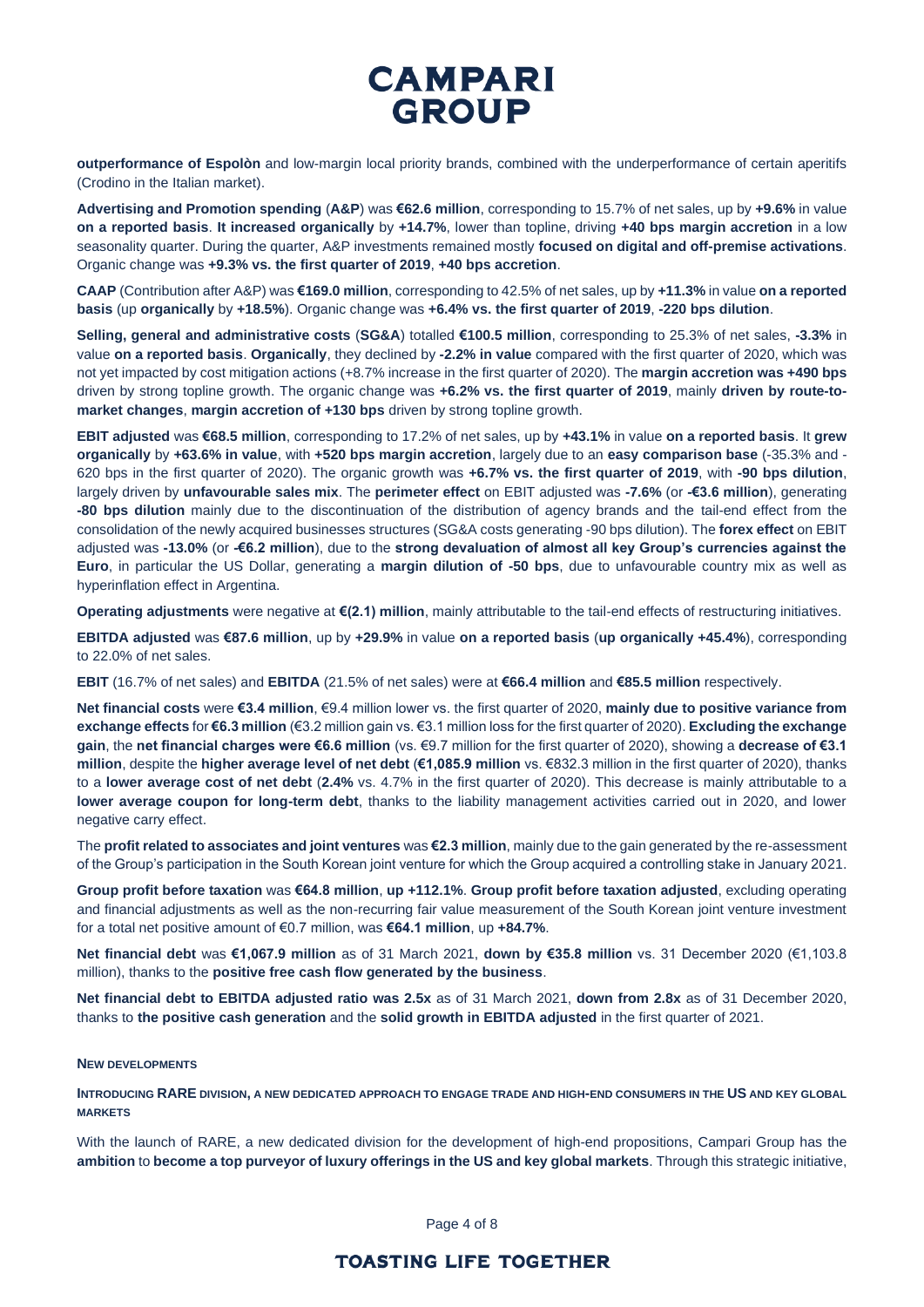**outperformance of Espolòn** and low-margin local priority brands, combined with the underperformance of certain aperitifs (Crodino in the Italian market).

**Advertising and Promotion spending** (**A&P**) was **€62.6 million**, corresponding to 15.7% of net sales, up by **+9.6%** in value **on a reported basis**. **It increased organically** by **+14.7%**, lower than topline, driving **+40 bps margin accretion** in a low seasonality quarter. During the quarter, A&P investments remained mostly **focused on digital and off-premise activations**. Organic change was **+9.3% vs. the first quarter of 2019**, **+40 bps accretion**.

**CAAP** (Contribution after A&P) was **€169.0 million**, corresponding to 42.5% of net sales, up by **+11.3%** in value **on a reported basis** (up **organically** by **+18.5%**). Organic change was **+6.4% vs. the first quarter of 2019**, **-220 bps dilution**.

**Selling, general and administrative costs** (**SG&A**) totalled **€100.5 million**, corresponding to 25.3% of net sales, **-3.3%** in value **on a reported basis**. **Organically**, they declined by **-2.2% in value** compared with the first quarter of 2020, which was not yet impacted by cost mitigation actions (+8.7% increase in the first quarter of 2020). The **margin accretion was +490 bps** driven by strong topline growth. The organic change was **+6.2% vs. the first quarter of 2019**, mainly **driven by route-to-market changes**, **margin accretion of +130 bps** driven by strong topline growth.

**EBIT adjusted** was **€68.5 million**, corresponding to 17.2% of net sales, up by **+43.1%** in value **on a reported basis**. It **grew organically** by **+63.6% in value**, with **+520 bps margin accretion**, largely due to an **easy comparison base** (-35.3% and -620 bps in the first quarter of 2020). The organic growth was **+6.7% vs. the first quarter of 2019**, with **-90 bps dilution**, largely driven by **unfavourable sales mix**. The **perimeter effect** on EBIT adjusted was **-7.6%** (or **-€3.6 million**), generating **-80 bps dilution** mainly due to the discontinuation of the distribution of agency brands and the tail-end effect from the consolidation of the newly acquired businesses structures (SG&A costs generating -90 bps dilution). The **forex effect** on EBIT adjusted was **-13.0%** (or **-€6.2 million**), due to the **strong devaluation of almost all key Group's currencies against the Euro**, in particular the US Dollar, generating a **margin dilution of -50 bps**, due to unfavourable country mix as well as hyperinflation effect in Argentina.

**Operating adjustments** were negative at **€(2.1) million**, mainly attributable to the tail-end effects of restructuring initiatives.

**EBITDA adjusted** was **€87.6 million**, up by **+29.9%** in value **on a reported basis** (**up organically +45.4%**), corresponding to 22.0% of net sales.

**EBIT** (16.7% of net sales) and **EBITDA** (21.5% of net sales) were at **€66.4 million** and **€85.5 million** respectively.

**Net financial costs** were **€3.4 million**, €9.4 million lower vs. the first quarter of 2020, **mainly due to positive variance from exchange effects** for **€6.3 million** (€3.2 million gain vs. €3.1 million loss for the first quarter of 2020). **Excluding the exchange gain**, the **net financial charges were €6.6 million** (vs. €9.7 million for the first quarter of 2020), showing a **decrease of €3.1 million**, despite the **higher average level of net debt** (**€1,085.9 million** vs. €832.3 million in the first quarter of 2020), thanks to a **lower average cost of net debt** (**2.4%** vs. 4.7% in the first quarter of 2020). This decrease is mainly attributable to a **lower average coupon for long-term debt**, thanks to the liability management activities carried out in 2020, and lower negative carry effect.

The **profit related to associates and joint ventures** was **€2.3 million**, mainly due to the gain generated by the re-assessment of the Group's participation in the South Korean joint venture for which the Group acquired a controlling stake in January 2021.

**Group profit before taxation** was **€64.8 million**, **up +112.1%**. **Group profit before taxation adjusted**, excluding operating and financial adjustments as well as the non-recurring fair value measurement of the South Korean joint venture investment for a total net positive amount of €0.7 million, was **€64.1 million**, up **+84.7%**.

**Net financial debt** was **€1,067.9 million** as of 31 March 2021, **down by €35.8 million** vs. 31 December 2020 (€1,103.8 million), thanks to the **positive free cash flow generated by the business**.

**Net financial debt to EBITDA adjusted ratio was 2.5x** as of 31 March 2021, **down from 2.8x** as of 31 December 2020, thanks to **the positive cash generation** and the **solid growth in EBITDA adjusted** in the first quarter of 2021.

## NEW DEVELOPMENTS

### INTRODUCING RARE DIVISION, A NEW DEDICATED APPROACH TO ENGAGE TRADE AND HIGH-END CONSUMERS IN THE US AND KEY GLOBAL MARKETS

With the launch of RARE, a new dedicated division for the development of high-end propositions, Campari Group has the **ambition** to **become a top purveyor of luxury offerings in the US and key global markets**. Through this strategic initiative,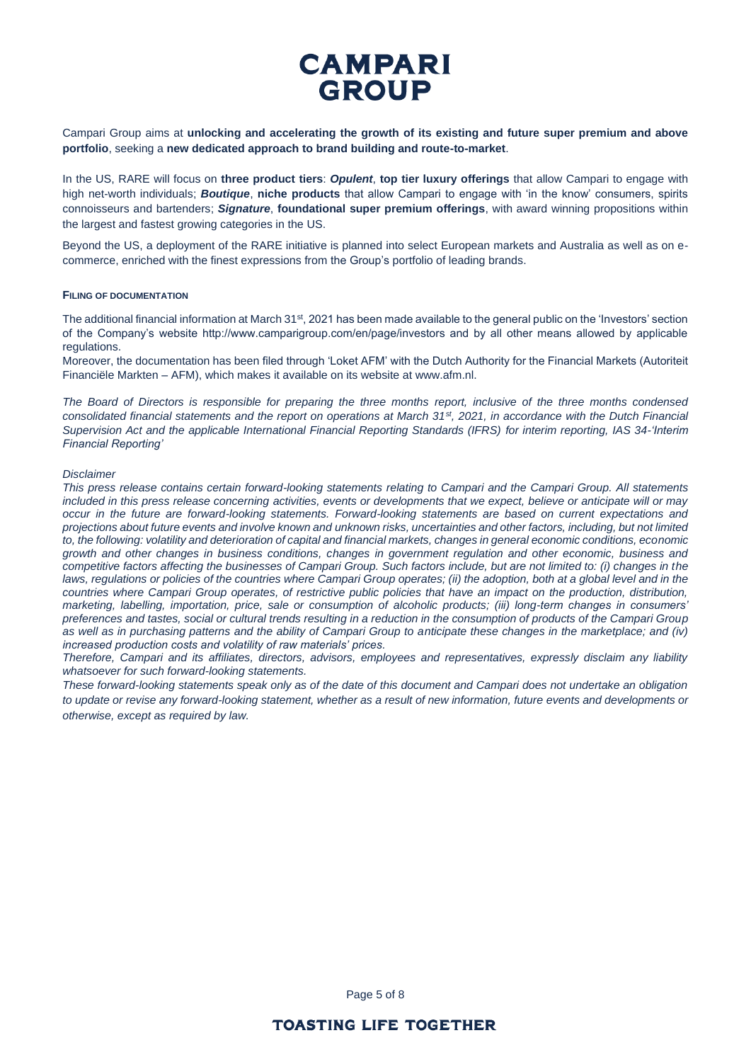Campari Group aims at **unlocking and accelerating the growth of its existing and future super premium and above portfolio**, seeking a **new dedicated approach to brand building and route-to-market**.

In the US, RARE will focus on **three product tiers**: ***Opulent***, **top tier luxury offerings** that allow Campari to engage with high net-worth individuals; ***Boutique***, **niche products** that allow Campari to engage with 'in the know' consumers, spirits connoisseurs and bartenders; ***Signature***, **foundational super premium offerings**, with award winning propositions within the largest and fastest growing categories in the US.

Beyond the US, a deployment of the RARE initiative is planned into select European markets and Australia as well as on e-commerce, enriched with the finest expressions from the Group's portfolio of leading brands.

#### FILING OF DOCUMENTATION

The additional financial information at March 31st, 2021 has been made available to the general public on the 'Investors' section of the Company's website http://www.camparigroup.com/en/page/investors and by all other means allowed by applicable regulations.

Moreover, the documentation has been filed through 'Loket AFM' with the Dutch Authority for the Financial Markets (Autoriteit Financiële Markten – AFM), which makes it available on its website at www.afm.nl.

*The Board of Directors is responsible for preparing the three months report, inclusive of the three months condensed consolidated financial statements and the report on operations at March 31st, 2021, in accordance with the Dutch Financial Supervision Act and the applicable International Financial Reporting Standards (IFRS) for interim reporting, IAS 34-'Interim Financial Reporting'*

*Disclaimer*

*This press release contains certain forward-looking statements relating to Campari and the Campari Group. All statements included in this press release concerning activities, events or developments that we expect, believe or anticipate will or may occur in the future are forward-looking statements. Forward-looking statements are based on current expectations and projections about future events and involve known and unknown risks, uncertainties and other factors, including, but not limited to, the following: volatility and deterioration of capital and financial markets, changes in general economic conditions, economic growth and other changes in business conditions, changes in government regulation and other economic, business and competitive factors affecting the businesses of Campari Group. Such factors include, but are not limited to: (i) changes in the laws, regulations or policies of the countries where Campari Group operates; (ii) the adoption, both at a global level and in the countries where Campari Group operates, of restrictive public policies that have an impact on the production, distribution, marketing, labelling, importation, price, sale or consumption of alcoholic products; (iii) long-term changes in consumers' preferences and tastes, social or cultural trends resulting in a reduction in the consumption of products of the Campari Group as well as in purchasing patterns and the ability of Campari Group to anticipate these changes in the marketplace; and (iv) increased production costs and volatility of raw materials' prices.*

*Therefore, Campari and its affiliates, directors, advisors, employees and representatives, expressly disclaim any liability whatsoever for such forward-looking statements.*

*These forward-looking statements speak only as of the date of this document and Campari does not undertake an obligation to update or revise any forward-looking statement, whether as a result of new information, future events and developments or otherwise, except as required by law.*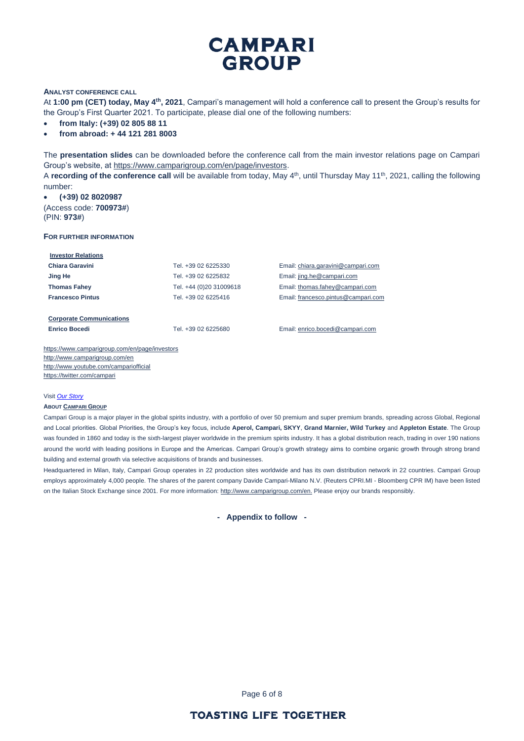**ANALYST CONFERENCE CALL**

At **1:00 pm (CET) today, May 4th, 2021**, Campari's management will hold a conference call to present the Group's results for the Group's First Quarter 2021. To participate, please dial one of the following numbers:

- **from Italy: (+39) 02 805 88 11**
- **from abroad: + 44 121 281 8003**

The **presentation slides** can be downloaded before the conference call from the main investor relations page on Campari Group's website, at https://www.camparigroup.com/en/page/investors.

A **recording of the conference call** will be available from today, May 4th, until Thursday May 11th, 2021, calling the following number:

- **(+39) 02 8020987**

(Access code: **700973#**)
(PIN: **973#**)

**FOR FURTHER INFORMATION**

| **Investor Relations** | | |
|---|---|---|
| **Chiara Garavini** | Tel. +39 02 6225330 | Email: chiara.garavini@campari.com |
| **Jing He** | Tel. +39 02 6225832 | Email: jing.he@campari.com |
| **Thomas Fahey** | Tel. +44 (0)20 31009618 | Email: thomas.fahey@campari.com |
| **Francesco Pintus** | Tel. +39 02 6225416 | Email: francesco.pintus@campari.com |
| | | |
| **Corporate Communications** | | |
| **Enrico Bocedi** | Tel. +39 02 6225680 | Email: enrico.bocedi@campari.com |

https://www.camparigroup.com/en/page/investors
http://www.camparigroup.com/en
http://www.youtube.com/campariofficial
https://twitter.com/campari

Visit *Our Story*

**ABOUT CAMPARI GROUP**

Campari Group is a major player in the global spirits industry, with a portfolio of over 50 premium and super premium brands, spreading across Global, Regional and Local priorities. Global Priorities, the Group's key focus, include **Aperol, Campari, SKYY**, **Grand Marnier, Wild Turkey** and **Appleton Estate**. The Group was founded in 1860 and today is the sixth-largest player worldwide in the premium spirits industry. It has a global distribution reach, trading in over 190 nations around the world with leading positions in Europe and the Americas. Campari Group's growth strategy aims to combine organic growth through strong brand building and external growth via selective acquisitions of brands and businesses.

Headquartered in Milan, Italy, Campari Group operates in 22 production sites worldwide and has its own distribution network in 22 countries. Campari Group employs approximately 4,000 people. The shares of the parent company Davide Campari-Milano N.V. (Reuters CPRI.MI - Bloomberg CPR IM) have been listed on the Italian Stock Exchange since 2001. For more information: http://www.camparigroup.com/en. Please enjoy our brands responsibly.

**- Appendix to follow -**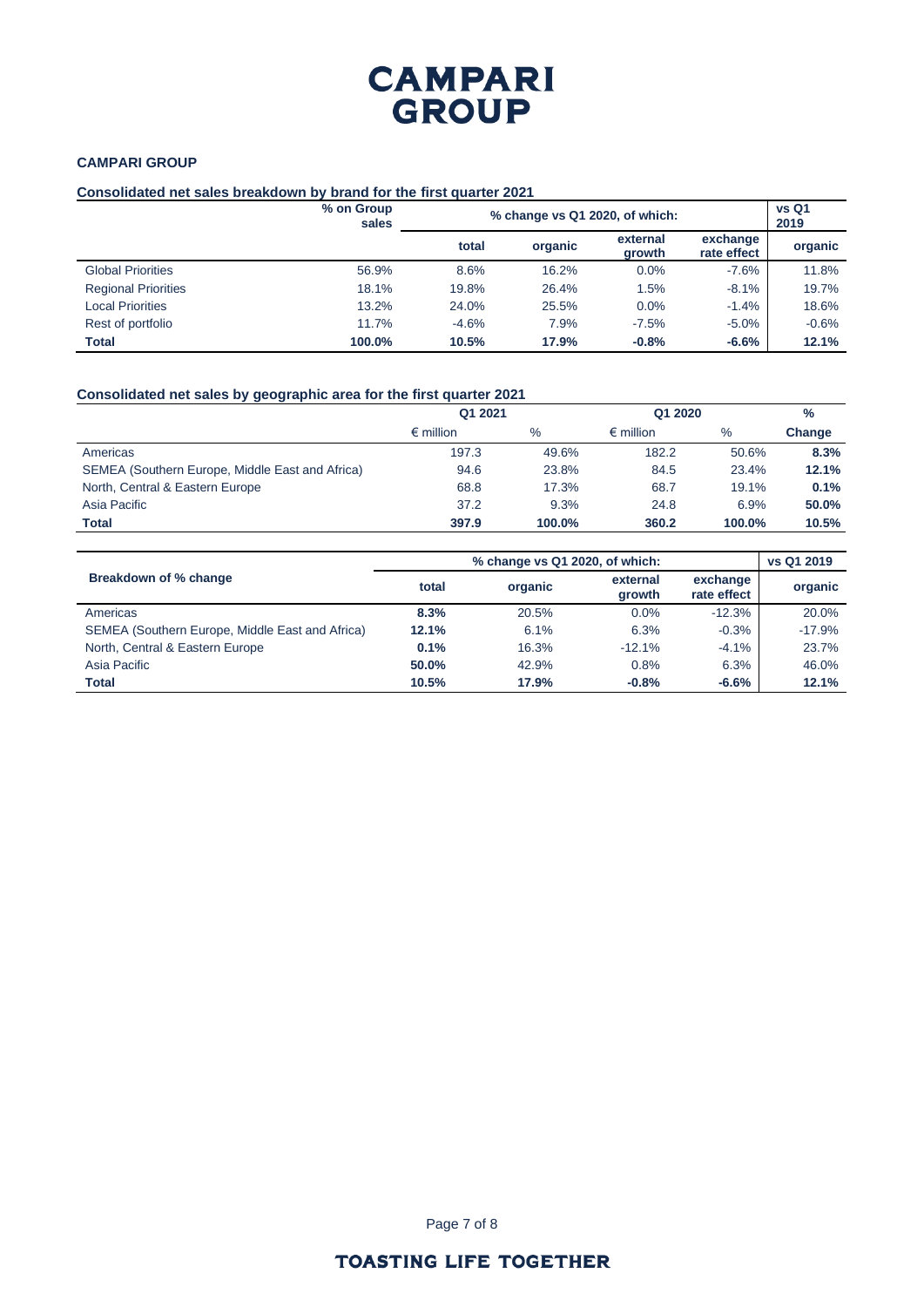**CAMPARI GROUP**

**Consolidated net sales breakdown by brand for the first quarter 2021**

| | % on Group sales | % change vs Q1 2020, of which: | | | | vs Q1 2019 |
|---|---|---|---|---|---|---|
| | | total | organic | external growth | exchange rate effect | organic |
| Global Priorities | 56.9% | 8.6% | 16.2% | 0.0% | -7.6% | 11.8% |
| Regional Priorities | 18.1% | 19.8% | 26.4% | 1.5% | -8.1% | 19.7% |
| Local Priorities | 13.2% | 24.0% | 25.5% | 0.0% | -1.4% | 18.6% |
| Rest of portfolio | 11.7% | -4.6% | 7.9% | -7.5% | -5.0% | -0.6% |
| **Total** | **100.0%** | **10.5%** | **17.9%** | **-0.8%** | **-6.6%** | **12.1%** |

**Consolidated net sales by geographic area for the first quarter 2021**

| | Q1 2021 | | Q1 2020 | | % |
|---|---|---|---|---|---|
| | € million | % | € million | % | Change |
| Americas | 197.3 | 49.6% | 182.2 | 50.6% | **8.3%** |
| SEMEA (Southern Europe, Middle East and Africa) | 94.6 | 23.8% | 84.5 | 23.4% | **12.1%** |
| North, Central & Eastern Europe | 68.8 | 17.3% | 68.7 | 19.1% | **0.1%** |
| Asia Pacific | 37.2 | 9.3% | 24.8 | 6.9% | **50.0%** |
| **Total** | **397.9** | **100.0%** | **360.2** | **100.0%** | **10.5%** |

| Breakdown of % change | % change vs Q1 2020, of which: | | | | vs Q1 2019 |
|---|---|---|---|---|---|
| | total | organic | external growth | exchange rate effect | organic |
| Americas | **8.3%** | 20.5% | 0.0% | -12.3% | 20.0% |
| SEMEA (Southern Europe, Middle East and Africa) | **12.1%** | 6.1% | 6.3% | -0.3% | -17.9% |
| North, Central & Eastern Europe | **0.1%** | 16.3% | -12.1% | -4.1% | 23.7% |
| Asia Pacific | **50.0%** | 42.9% | 0.8% | 6.3% | 46.0% |
| **Total** | **10.5%** | **17.9%** | **-0.8%** | **-6.6%** | **12.1%** |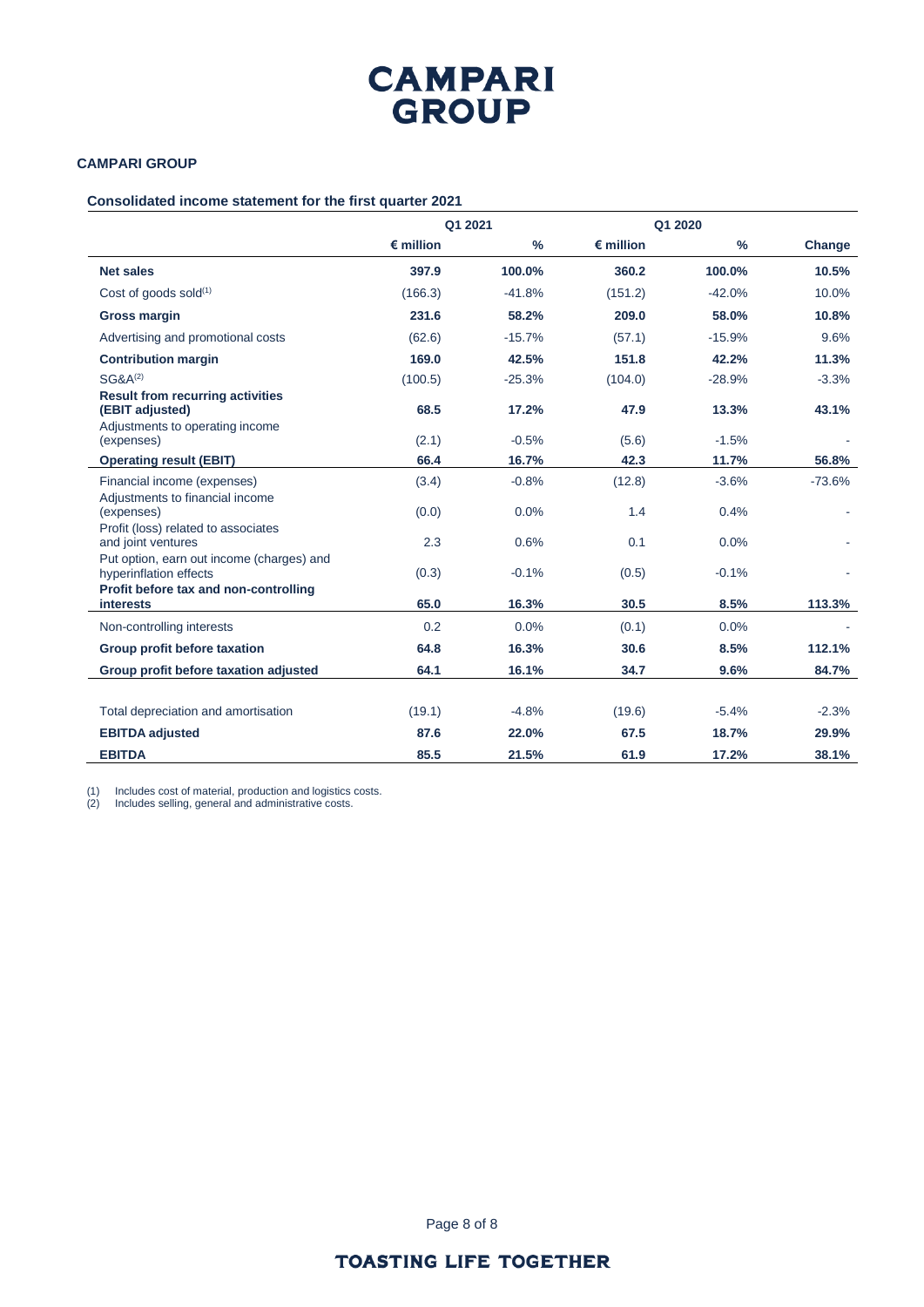# CAMPARI GROUP

**CAMPARI GROUP**

**Consolidated income statement for the first quarter 2021**

| | Q1 2021 | | Q1 2020 | | |
|---|---|---|---|---|---|
| | **€ million** | **%** | **€ million** | **%** | **Change** |
| **Net sales** | **397.9** | **100.0%** | **360.2** | **100.0%** | **10.5%** |
| Cost of goods sold[(1)] | (166.3) | -41.8% | (151.2) | -42.0% | 10.0% |
| **Gross margin** | **231.6** | **58.2%** | **209.0** | **58.0%** | **10.8%** |
| Advertising and promotional costs | (62.6) | -15.7% | (57.1) | -15.9% | 9.6% |
| **Contribution margin** | **169.0** | **42.5%** | **151.8** | **42.2%** | **11.3%** |
| SG&A[(2)] | (100.5) | -25.3% | (104.0) | -28.9% | -3.3% |
| **Result from recurring activities (EBIT adjusted)** | **68.5** | **17.2%** | **47.9** | **13.3%** | **43.1%** |
| Adjustments to operating income (expenses) | (2.1) | -0.5% | (5.6) | -1.5% | - |
| **Operating result (EBIT)** | **66.4** | **16.7%** | **42.3** | **11.7%** | **56.8%** |
| Financial income (expenses) | (3.4) | -0.8% | (12.8) | -3.6% | -73.6% |
| Adjustments to financial income (expenses) | (0.0) | 0.0% | 1.4 | 0.4% | - |
| Profit (loss) related to associates and joint ventures | 2.3 | 0.6% | 0.1 | 0.0% | - |
| Put option, earn out income (charges) and hyperinflation effects | (0.3) | -0.1% | (0.5) | -0.1% | - |
| **Profit before tax and non-controlling interests** | **65.0** | **16.3%** | **30.5** | **8.5%** | **113.3%** |
| Non-controlling interests | 0.2 | 0.0% | (0.1) | 0.0% | - |
| **Group profit before taxation** | **64.8** | **16.3%** | **30.6** | **8.5%** | **112.1%** |
| **Group profit before taxation adjusted** | **64.1** | **16.1%** | **34.7** | **9.6%** | **84.7%** |
| | | | | | |
| Total depreciation and amortisation | (19.1) | -4.8% | (19.6) | -5.4% | -2.3% |
| **EBITDA adjusted** | **87.6** | **22.0%** | **67.5** | **18.7%** | **29.9%** |
| **EBITDA** | **85.5** | **21.5%** | **61.9** | **17.2%** | **38.1%** |

(1) Includes cost of material, production and logistics costs.
(2) Includes selling, general and administrative costs.

**TOASTING LIFE TOGETHER**